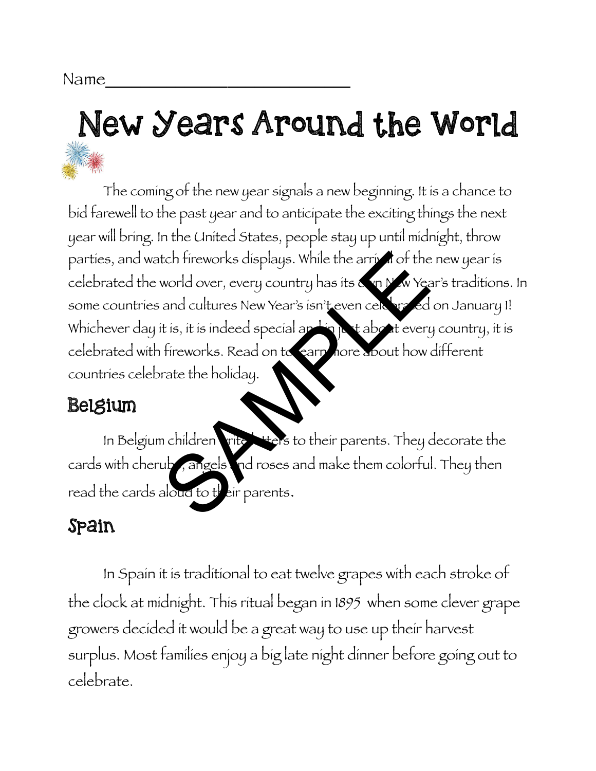Name_______________________________

# New Years Around the World

The coming of the new year signals a new beginning. It is a chance to bid farewell to the past year and to anticipate the exciting things the next year will bring. In the United States, people stay up until midnight, throw parties, and watch fireworks displays. While the arrival of the new year is celebrated the world over, every country has its own New Year's traditions. In some countries and cultures New Year's isn't even celebrated on January 1! Whichever day it is, it is indeed special and in just about every country, it is celebrated with fireworks. Read on to learn more about how different countries celebrate the holiday.

## Belgium

In Belgium children write letters to their parents. They decorate the cards with cherubs, angels and roses and make them colorful. They then read the cards aloud to their parents.

## Spain

In Spain it is traditional to eat twelve grapes with each stroke of the clock at midnight. This ritual began in 1895 when some clever grape growers decided it would be a great way to use up their harvest surplus. Most families enjoy a big late night dinner before going out to celebrate.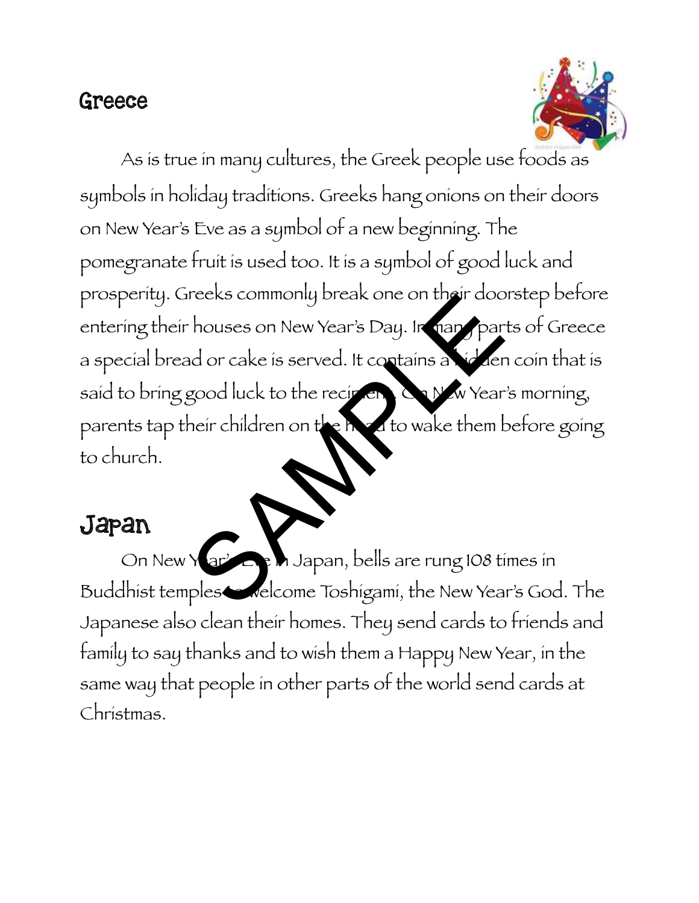## Greece

As is true in many cultures, the Greek people use foods as symbols in holiday traditions. Greeks hang onions on their doors on New Year's Eve as a symbol of a new beginning. The pomegranate fruit is used too. It is a symbol of good luck and prosperity. Greeks commonly break one on their doorstep before entering their houses on New Year's Day. In many parts of Greece a special bread or cake is served. It contains a hidden coin that is said to bring good luck to the recipient. On New Year's morning, parents tap their children on the head to wake them before going to church.

## Japan

On New Year's Eve in Japan, bells are rung 108 times in Buddhist temples to welcome Toshigami, the New Year's God. The Japanese also clean their homes. They send cards to friends and family to say thanks and to wish them a Happy New Year, in the same way that people in other parts of the world send cards at Christmas.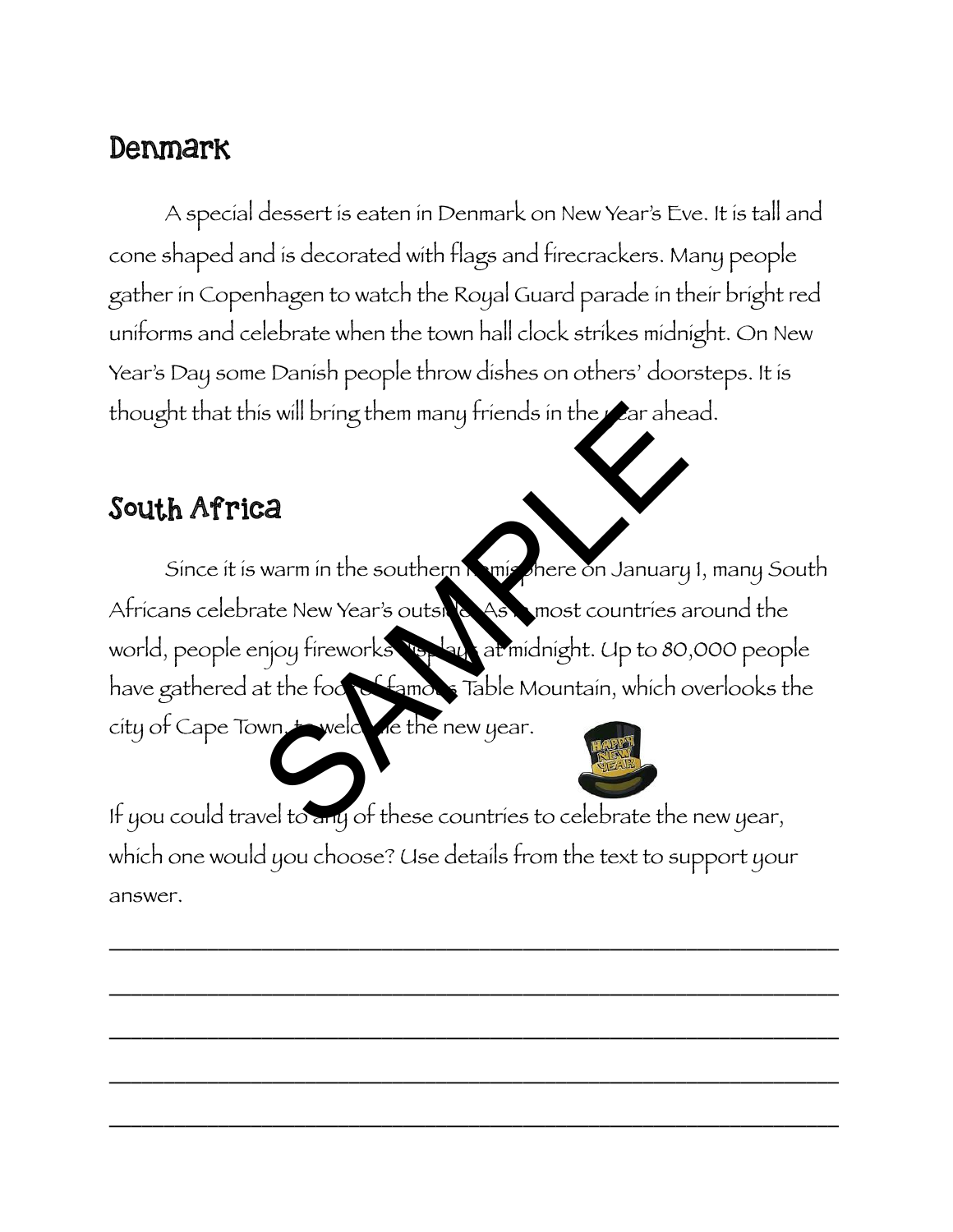## Denmark

A special dessert is eaten in Denmark on New Year's Eve. It is tall and cone shaped and is decorated with flags and firecrackers. Many people gather in Copenhagen to watch the Royal Guard parade in their bright red uniforms and celebrate when the town hall clock strikes midnight. On New Year's Day some Danish people throw dishes on others' doorsteps. It is thought that this will bring them many friends in the year ahead.

## South Africa

Since it is warm in the southern hemisphere on January 1, many South Africans celebrate New Year's outside. As in most countries around the world, people enjoy fireworks displays at midnight. Up to 80,000 people have gathered at the foot of famous Table Mountain, which overlooks the city of Cape Town, to welcome the new year.

If you could travel to any of these countries to celebrate the new year, which one would you choose? Use details from the text to support your answer.

_______________________________________________________________

_______________________________________________________________

_______________________________________________________________

_______________________________________________________________

_______________________________________________________________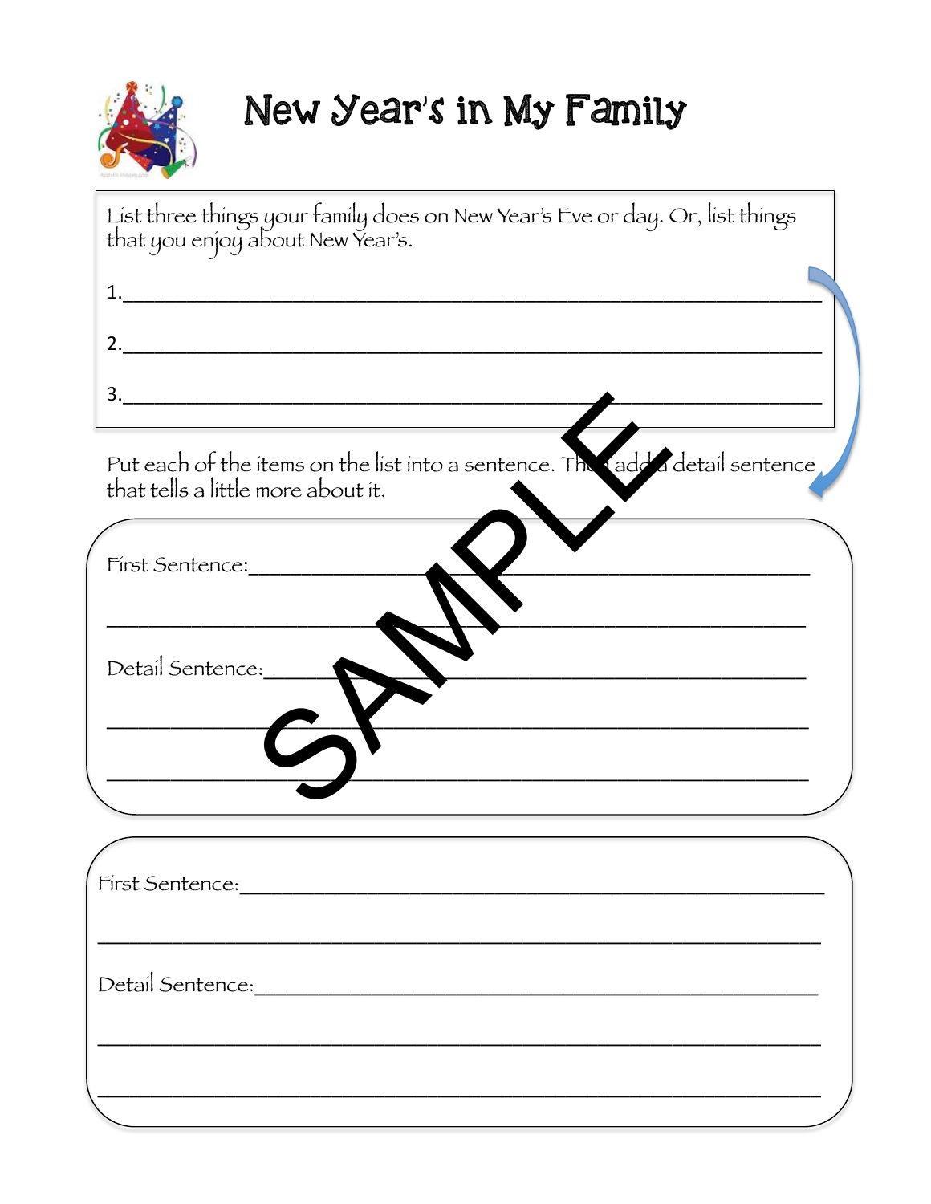# New Year's in My Family

List three things your family does on New Year's Eve or day. Or, list things that you enjoy about New Year's.

1.\_\_\_\_\_\_\_\_\_\_\_\_\_\_\_\_\_\_\_\_\_\_\_\_\_\_\_\_\_\_\_\_\_\_\_\_\_\_\_\_\_\_\_\_\_\_\_\_\_\_\_\_\_\_\_\_\_\_\_\_

2.\_\_\_\_\_\_\_\_\_\_\_\_\_\_\_\_\_\_\_\_\_\_\_\_\_\_\_\_\_\_\_\_\_\_\_\_\_\_\_\_\_\_\_\_\_\_\_\_\_\_\_\_\_\_\_\_\_\_\_\_

3.\_\_\_\_\_\_\_\_\_\_\_\_\_\_\_\_\_\_\_\_\_\_\_\_\_\_\_\_\_\_\_\_\_\_\_\_\_\_\_\_\_\_\_\_\_\_\_\_\_\_\_\_\_\_\_\_\_\_\_\_

Put each of the items on the list into a sentence. Then add a detail sentence that tells a little more about it.

SAMPLE

First Sentence:\_\_\_\_\_\_\_\_\_\_\_\_\_\_\_\_\_\_\_\_\_\_\_\_\_\_\_\_\_\_\_\_\_\_\_\_\_\_\_\_\_\_\_\_\_\_\_\_\_\_

\_\_\_\_\_\_\_\_\_\_\_\_\_\_\_\_\_\_\_\_\_\_\_\_\_\_\_\_\_\_\_\_\_\_\_\_\_\_\_\_\_\_\_\_\_\_\_\_\_\_\_\_\_\_\_\_\_\_\_\_\_\_

Detail Sentence:\_\_\_\_\_\_\_\_\_\_\_\_\_\_\_\_\_\_\_\_\_\_\_\_\_\_\_\_\_\_\_\_\_\_\_\_\_\_\_\_\_\_\_\_\_\_\_\_\_\_

\_\_\_\_\_\_\_\_\_\_\_\_\_\_\_\_\_\_\_\_\_\_\_\_\_\_\_\_\_\_\_\_\_\_\_\_\_\_\_\_\_\_\_\_\_\_\_\_\_\_\_\_\_\_\_\_\_\_\_\_\_\_

\_\_\_\_\_\_\_\_\_\_\_\_\_\_\_\_\_\_\_\_\_\_\_\_\_\_\_\_\_\_\_\_\_\_\_\_\_\_\_\_\_\_\_\_\_\_\_\_\_\_\_\_\_\_\_\_\_\_\_\_\_\_

First Sentence:\_\_\_\_\_\_\_\_\_\_\_\_\_\_\_\_\_\_\_\_\_\_\_\_\_\_\_\_\_\_\_\_\_\_\_\_\_\_\_\_\_\_\_\_\_\_\_\_\_\_

\_\_\_\_\_\_\_\_\_\_\_\_\_\_\_\_\_\_\_\_\_\_\_\_\_\_\_\_\_\_\_\_\_\_\_\_\_\_\_\_\_\_\_\_\_\_\_\_\_\_\_\_\_\_\_\_\_\_\_\_\_\_

Detail Sentence:\_\_\_\_\_\_\_\_\_\_\_\_\_\_\_\_\_\_\_\_\_\_\_\_\_\_\_\_\_\_\_\_\_\_\_\_\_\_\_\_\_\_\_\_\_\_\_\_\_\_

\_\_\_\_\_\_\_\_\_\_\_\_\_\_\_\_\_\_\_\_\_\_\_\_\_\_\_\_\_\_\_\_\_\_\_\_\_\_\_\_\_\_\_\_\_\_\_\_\_\_\_\_\_\_\_\_\_\_\_\_\_\_

\_\_\_\_\_\_\_\_\_\_\_\_\_\_\_\_\_\_\_\_\_\_\_\_\_\_\_\_\_\_\_\_\_\_\_\_\_\_\_\_\_\_\_\_\_\_\_\_\_\_\_\_\_\_\_\_\_\_\_\_\_\_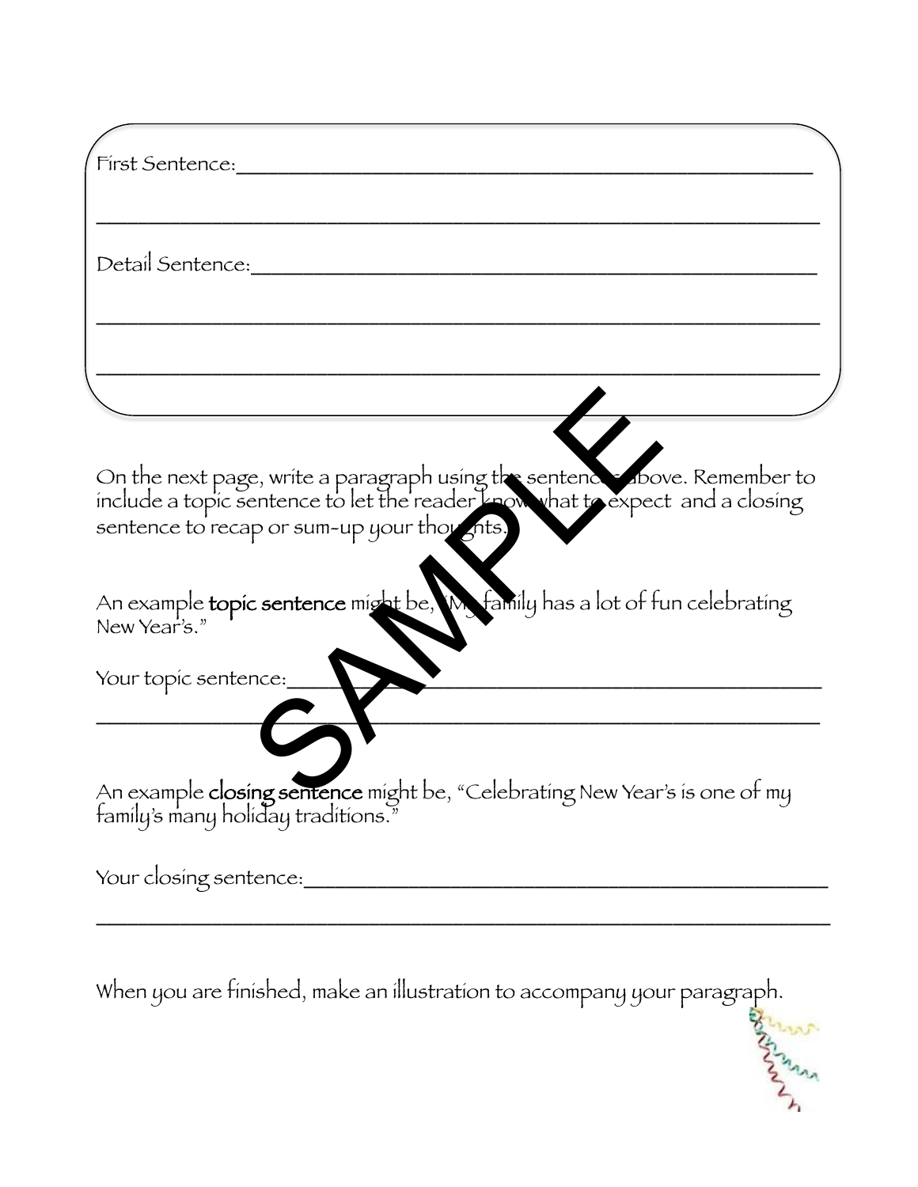First Sentence:_______________________________________________

_______________________________________________________

Detail Sentence:_______________________________________________

_______________________________________________________

_______________________________________________________

On the next page, write a paragraph using the sentences above. Remember to include a topic sentence to let the reader know what to expect and a closing sentence to recap or sum-up your thoughts.

An example **topic sentence** might be, "My family has a lot of fun celebrating New Year's."

Your topic sentence:_______________________________________________

_______________________________________________________

An example **closing sentence** might be, "Celebrating New Year's is one of my family's many holiday traditions."

Your closing sentence:_______________________________________________

_______________________________________________________

When you are finished, make an illustration to accompany your paragraph.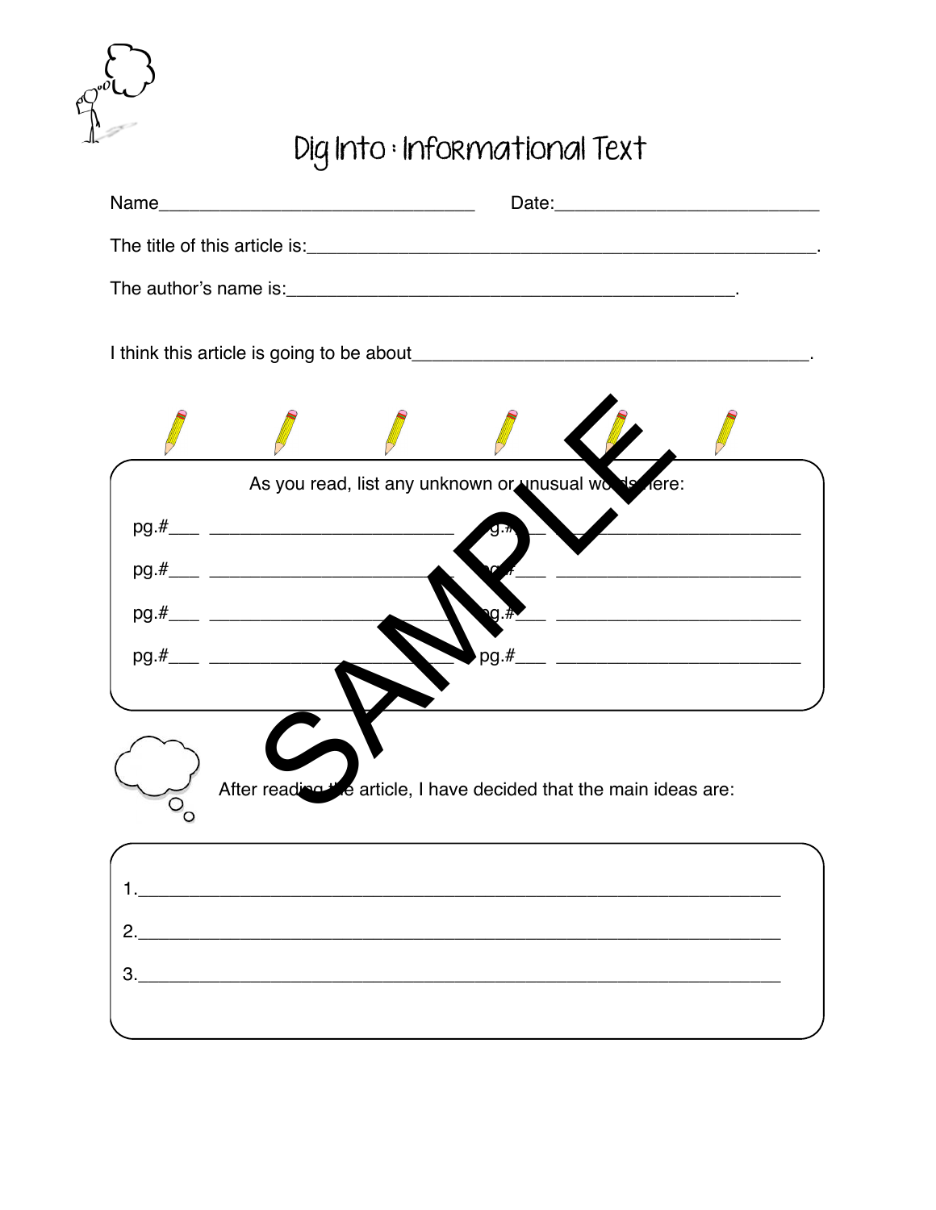# Dig Into : Informational Text

Name________________________________ Date:__________________________

The title of this article is:___________________________________________________.

The author's name is:_____________________________________________.

I think this article is going to be about________________________________________.

As you read, list any unknown or unusual words here:

pg.#___ ________________________ pg.#___ ________________________

pg.#___ ________________________ pg.#___ ________________________

pg.#___ ________________________ pg.#___ ________________________

pg.#___ ________________________ pg.#___ ________________________

SAMPLE

After reading the article, I have decided that the main ideas are:

1.______________________________________________________________

2.______________________________________________________________

3.______________________________________________________________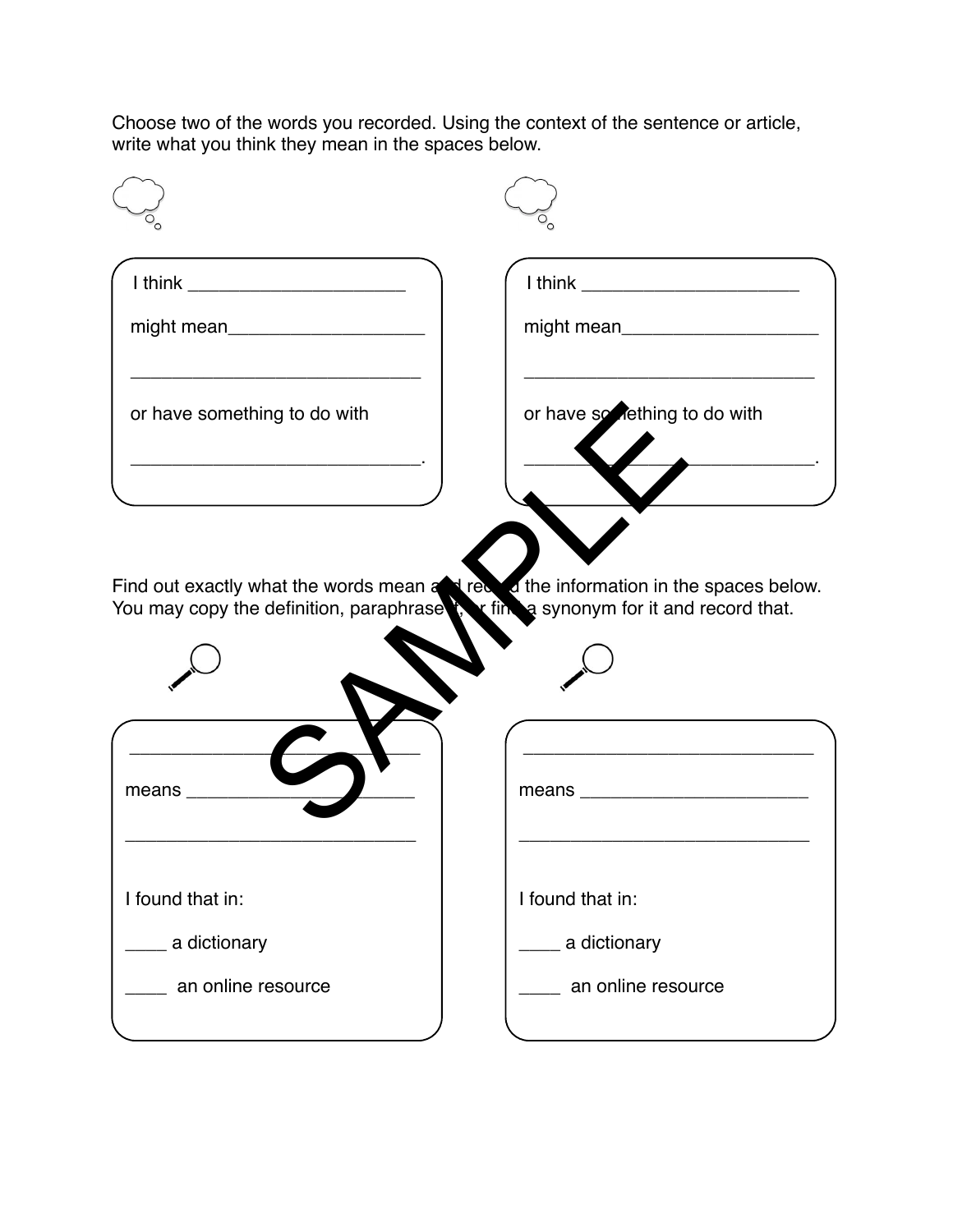Choose two of the words you recorded. Using the context of the sentence or article, write what you think they mean in the spaces below.

I think ____________________

might mean__________________

___________________________

or have something to do with

___________________________.

I think ____________________

might mean__________________

___________________________

or have something to do with

___________________________.

Find out exactly what the words mean and record the information in the spaces below. You may copy the definition, paraphrase it, or find a synonym for it and record that.

___________________________

means _____________________

___________________________

I found that in:

____ a dictionary

____ an online resource

___________________________

means _____________________

___________________________

I found that in:

____ a dictionary

____ an online resource

SAMPLE